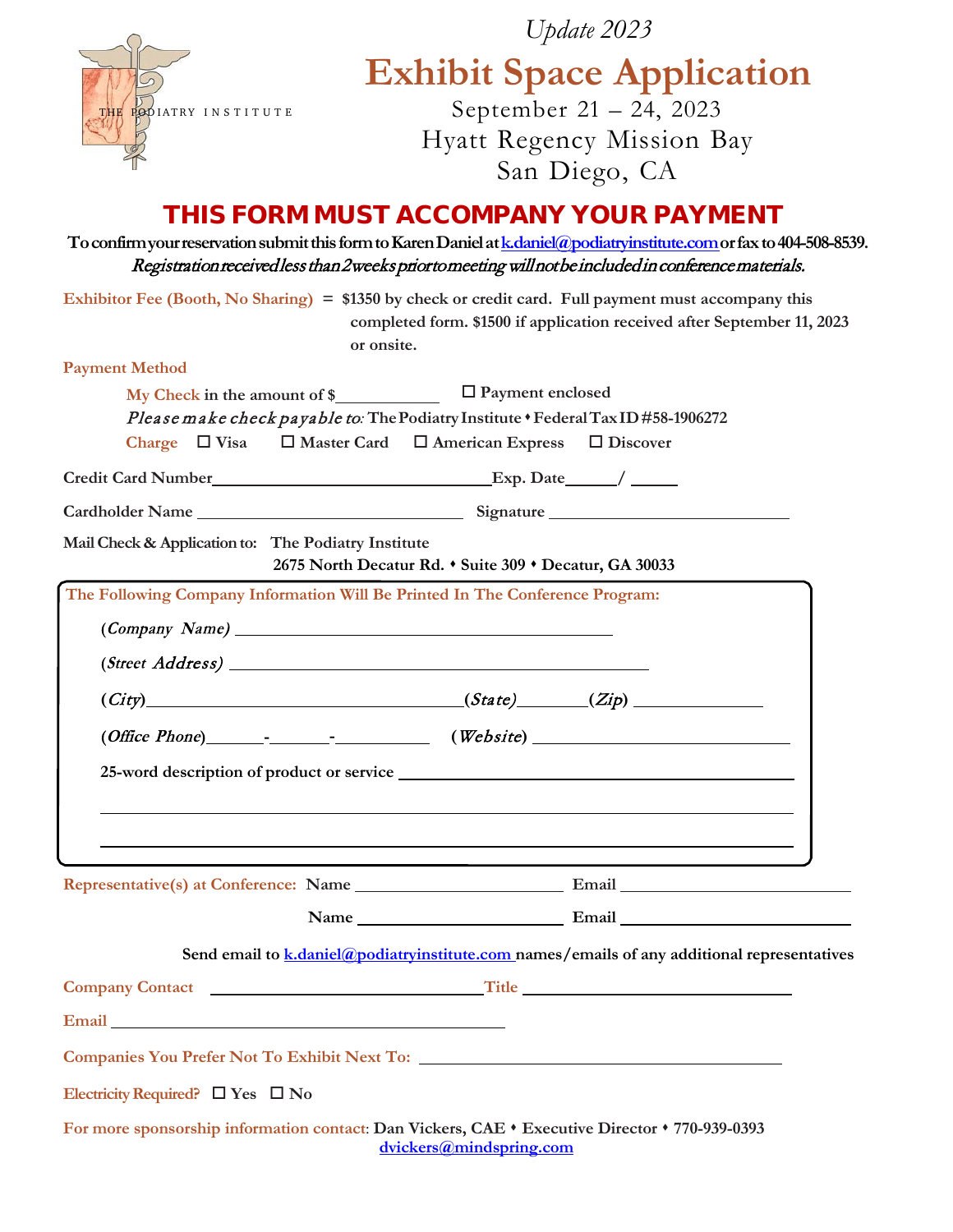THE PODIATRY INSTITUTE

*Update 2023*

# Exhibit Space Application

September 21 – 24, 2023
Hyatt Regency Mission Bay
San Diego, CA

## THIS FORM MUST ACCOMPANY YOUR PAYMENT

**To confirm your reservation submit this form to Karen Daniel at k.daniel@podiatryinstitute.com or fax to 404-508-8539.**
*Registration received less than 2 weeks prior to meeting will not be included in conference materials.*

**Exhibitor Fee (Booth, No Sharing)** = **$1350 by check or credit card. Full payment must accompany this completed form. $1500 if application received after September 11, 2023 or onsite.**

**Payment Method**

**My Check** in the amount of $\_\_\_\_\_\_\_\_\_\_ ☐ Payment enclosed

*Please make check payable to:* The Podiatry Institute ♦ Federal Tax ID #58-1906272

**Charge** ☐ Visa ☐ Master Card ☐ American Express ☐ Discover

**Credit Card Number**\_\_\_\_\_\_\_\_\_\_\_\_\_\_\_\_\_\_\_\_\_\_\_\_\_\_\_\_**Exp. Date**\_\_\_\_\_/ \_\_\_\_\_

**Cardholder Name** \_\_\_\_\_\_\_\_\_\_\_\_\_\_\_\_\_\_\_\_\_\_\_\_\_\_\_\_ **Signature** \_\_\_\_\_\_\_\_\_\_\_\_\_\_\_\_\_\_\_\_\_\_\_\_

**Mail Check & Application to:** **The Podiatry Institute**
**2675 North Decatur Rd. ♦ Suite 309 ♦ Decatur, GA 30033**

**The Following Company Information Will Be Printed In The Conference Program:**

(*Company Name*) \_\_\_\_\_\_\_\_\_\_\_\_\_\_\_\_\_\_\_\_\_\_\_\_\_\_\_\_\_\_\_\_\_\_\_\_\_\_\_\_

(*Street Address*) \_\_\_\_\_\_\_\_\_\_\_\_\_\_\_\_\_\_\_\_\_\_\_\_\_\_\_\_\_\_\_\_\_\_\_\_\_\_\_\_

(*City*)\_\_\_\_\_\_\_\_\_\_\_\_\_\_\_\_\_\_\_\_\_\_\_\_\_\_\_\_\_\_(*State*)\_\_\_\_\_\_\_(*Zip*) \_\_\_\_\_\_\_\_\_\_\_\_

(*Office Phone*)\_\_\_\_\_\_-\_\_\_\_\_\_-\_\_\_\_\_\_\_\_\_ (*Website*) \_\_\_\_\_\_\_\_\_\_\_\_\_\_\_\_\_\_\_\_\_\_\_\_\_

**25-word description of product or service** \_\_\_\_\_\_\_\_\_\_\_\_\_\_\_\_\_\_\_\_\_\_\_\_\_\_\_\_\_\_\_\_\_\_\_\_\_\_\_\_

\_\_\_\_\_\_\_\_\_\_\_\_\_\_\_\_\_\_\_\_\_\_\_\_\_\_\_\_\_\_\_\_\_\_\_\_\_\_\_\_\_\_\_\_\_\_\_\_\_\_\_\_\_\_\_\_\_\_\_\_\_\_\_\_\_\_\_\_\_\_\_\_

\_\_\_\_\_\_\_\_\_\_\_\_\_\_\_\_\_\_\_\_\_\_\_\_\_\_\_\_\_\_\_\_\_\_\_\_\_\_\_\_\_\_\_\_\_\_\_\_\_\_\_\_\_\_\_\_\_\_\_\_\_\_\_\_\_\_\_\_\_\_\_\_

**Representative(s) at Conference:** **Name** \_\_\_\_\_\_\_\_\_\_\_\_\_\_\_\_\_\_\_\_\_\_ **Email** \_\_\_\_\_\_\_\_\_\_\_\_\_\_\_\_\_\_\_\_\_\_\_\_\_

**Name** \_\_\_\_\_\_\_\_\_\_\_\_\_\_\_\_\_\_\_\_\_\_ **Email** \_\_\_\_\_\_\_\_\_\_\_\_\_\_\_\_\_\_\_\_\_\_\_\_\_

**Send email to k.daniel@podiatryinstitute.com names/emails of any additional representatives**

**Company Contact** \_\_\_\_\_\_\_\_\_\_\_\_\_\_\_\_\_\_\_\_\_\_\_\_\_\_\_\_\_\_ **Title** \_\_\_\_\_\_\_\_\_\_\_\_\_\_\_\_\_\_\_\_\_\_\_\_\_\_\_\_\_\_

**Email** \_\_\_\_\_\_\_\_\_\_\_\_\_\_\_\_\_\_\_\_\_\_\_\_\_\_\_\_\_\_\_\_\_\_\_\_\_\_\_\_\_\_\_\_

**Companies You Prefer Not To Exhibit Next To:** \_\_\_\_\_\_\_\_\_\_\_\_\_\_\_\_\_\_\_\_\_\_\_\_\_\_\_\_\_\_\_\_\_\_\_\_\_\_\_\_

**Electricity Required?** ☐ Yes ☐ No

**For more sponsorship information contact**: **Dan Vickers, CAE ♦ Executive Director ♦ 770-939-0393**
**dvickers@mindspring.com**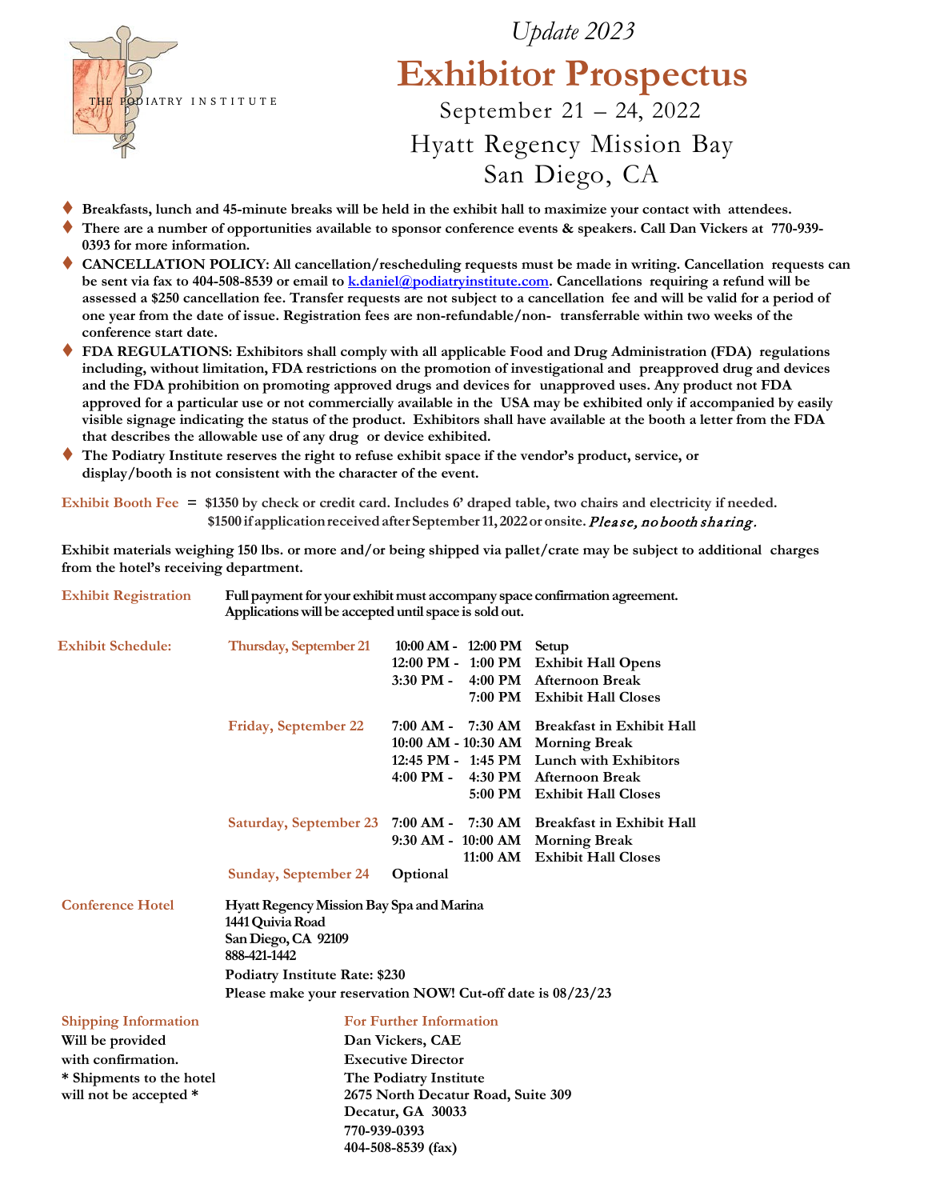THE PODIATRY INSTITUTE

*Update 2023*

# Exhibitor Prospectus

September 21 – 24, 2022

Hyatt Regency Mission Bay

San Diego, CA

- **Breakfasts, lunch and 45-minute breaks will be held in the exhibit hall to maximize your contact with attendees.**
- **There are a number of opportunities available to sponsor conference events & speakers. Call Dan Vickers at 770-939-0393 for more information.**
- **CANCELLATION POLICY: All cancellation/rescheduling requests must be made in writing. Cancellation requests can be sent via fax to 404-508-8539 or email to [k.daniel@podiatryinstitute.com](mailto:k.daniel@podiatryinstitute.com). Cancellations requiring a refund will be assessed a $250 cancellation fee. Transfer requests are not subject to a cancellation fee and will be valid for a period of one year from the date of issue. Registration fees are non-refundable/non- transferrable within two weeks of the conference start date.**
- **FDA REGULATIONS: Exhibitors shall comply with all applicable Food and Drug Administration (FDA) regulations including, without limitation, FDA restrictions on the promotion of investigational and preapproved drug and devices and the FDA prohibition on promoting approved drugs and devices for unapproved uses. Any product not FDA approved for a particular use or not commercially available in the USA may be exhibited only if accompanied by easily visible signage indicating the status of the product. Exhibitors shall have available at the booth a letter from the FDA that describes the allowable use of any drug or device exhibited.**
- **The Podiatry Institute reserves the right to refuse exhibit space if the vendor's product, service, or display/booth is not consistent with the character of the event.**

**Exhibit Booth Fee** = **$1350 by check or credit card. Includes 6' draped table, two chairs and electricity if needed.**
**$1500 if application received after September 11, 2022 or onsite.** *Please, no booth sharing.*

**Exhibit materials weighing 150 lbs. or more and/or being shipped via pallet/crate may be subject to additional charges from the hotel's receiving department.**

**Exhibit Registration**

**Full payment for your exhibit must accompany space confirmation agreement. Applications will be accepted until space is sold out.**

**Exhibit Schedule:**

| | | |
|---|---|---|
| **Thursday, September 21** | 10:00 AM - 12:00 PM | Setup |
| | 12:00 PM - 1:00 PM | Exhibit Hall Opens |
| | 3:30 PM - 4:00 PM | Afternoon Break |
| | 7:00 PM | Exhibit Hall Closes |
| **Friday, September 22** | 7:00 AM - 7:30 AM | Breakfast in Exhibit Hall |
| | 10:00 AM - 10:30 AM | Morning Break |
| | 12:45 PM - 1:45 PM | Lunch with Exhibitors |
| | 4:00 PM - 4:30 PM | Afternoon Break |
| | 5:00 PM | Exhibit Hall Closes |
| **Saturday, September 23** | 7:00 AM - 7:30 AM | Breakfast in Exhibit Hall |
| | 9:30 AM - 10:00 AM | Morning Break |
| | 11:00 AM | Exhibit Hall Closes |
| **Sunday, September 24** | Optional | |

**Conference Hotel**

**Hyatt Regency Mission Bay Spa and Marina**
**1441 Quivia Road**
**San Diego, CA 92109**
**888-421-1442**

**Podiatry Institute Rate: $230**
**Please make your reservation NOW! Cut-off date is 08/23/23**

**Shipping Information**

**Will be provided with confirmation.**
**\* Shipments to the hotel will not be accepted \***

**For Further Information**

**Dan Vickers, CAE**
**Executive Director**
**The Podiatry Institute**
**2675 North Decatur Road, Suite 309**
**Decatur, GA 30033**
**770-939-0393**
**404-508-8539 (fax)**